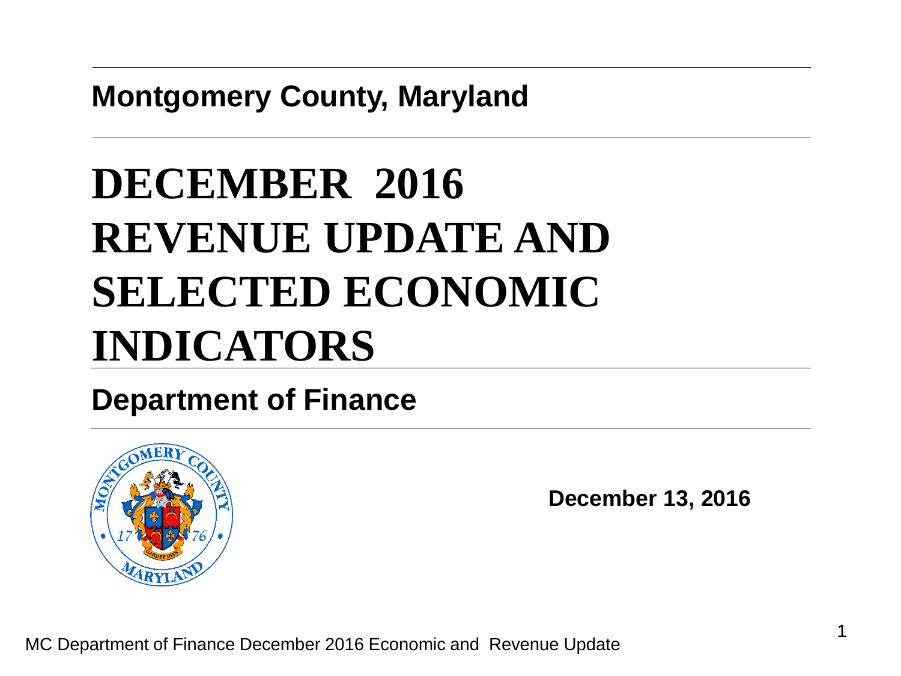**Montgomery County, Maryland**

# DECEMBER 2016 REVENUE UPDATE AND SELECTED ECONOMIC INDICATORS

**Department of Finance**

**December 13, 2016**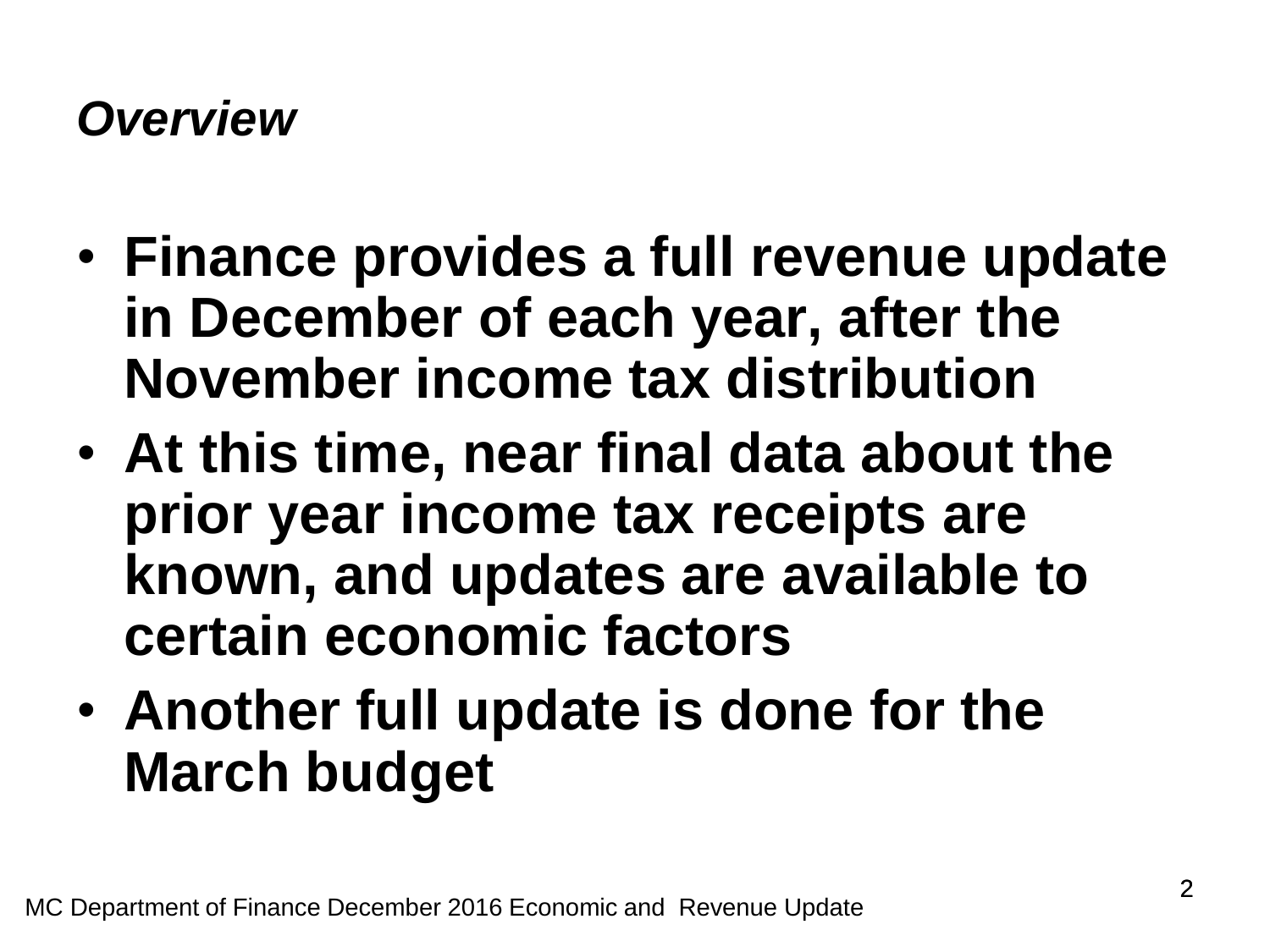## *Overview*

- **Finance provides a full revenue update in December of each year, after the November income tax distribution**
- **At this time, near final data about the prior year income tax receipts are known, and updates are available to certain economic factors**
- **Another full update is done for the March budget**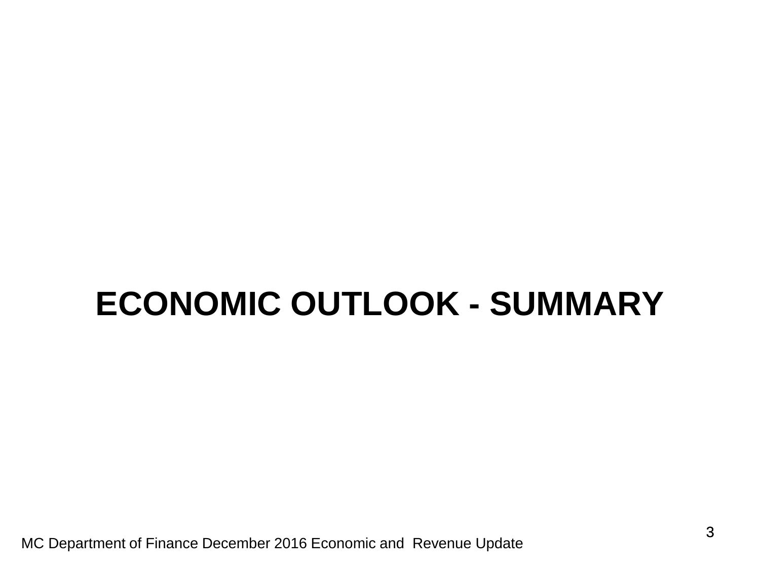# ECONOMIC OUTLOOK - SUMMARY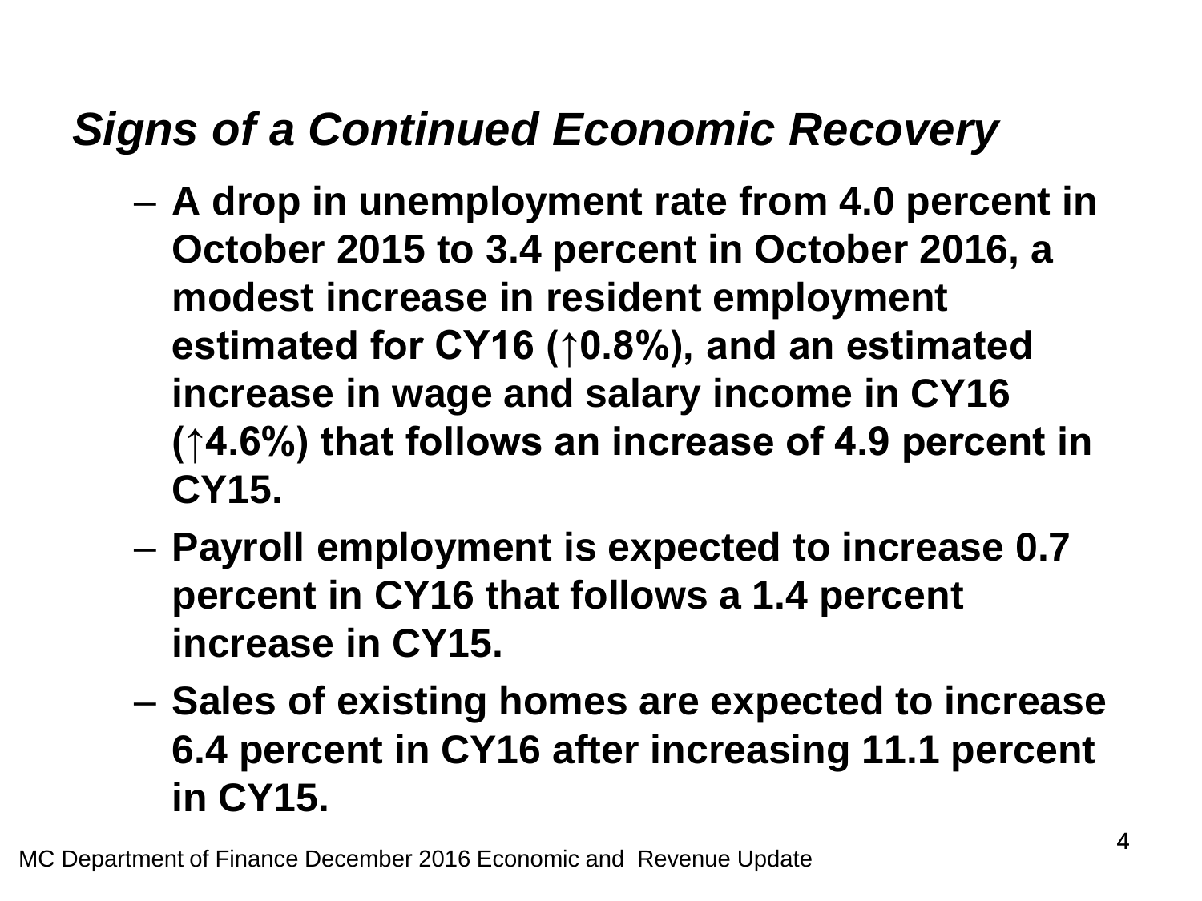## *Signs of a Continued Economic Recovery*

- **A drop in unemployment rate from 4.0 percent in October 2015 to 3.4 percent in October 2016, a modest increase in resident employment estimated for CY16 (↑0.8%), and an estimated increase in wage and salary income in CY16 (↑4.6%) that follows an increase of 4.9 percent in CY15.**
- **Payroll employment is expected to increase 0.7 percent in CY16 that follows a 1.4 percent increase in CY15.**
- **Sales of existing homes are expected to increase 6.4 percent in CY16 after increasing 11.1 percent in CY15.**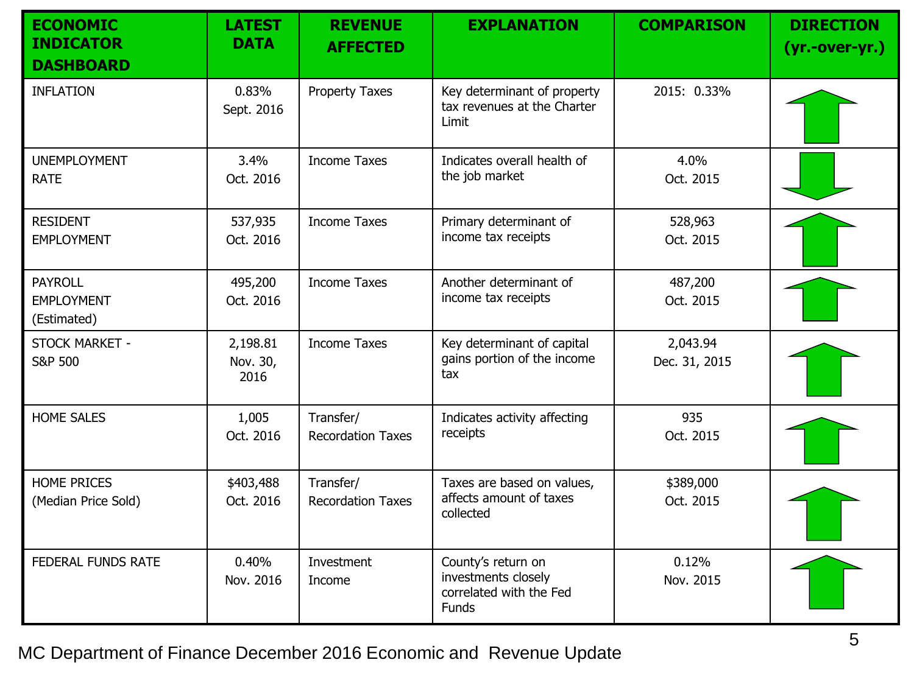| ECONOMIC INDICATOR DASHBOARD | LATEST DATA | REVENUE AFFECTED | EXPLANATION | COMPARISON | DIRECTION (yr.-over-yr.) |
|---|---|---|---|---|---|
| INFLATION | 0.83% Sept. 2016 | Property Taxes | Key determinant of property tax revenues at the Charter Limit | 2015: 0.33% | Up |
| UNEMPLOYMENT RATE | 3.4% Oct. 2016 | Income Taxes | Indicates overall health of the job market | 4.0% Oct. 2015 | Down |
| RESIDENT EMPLOYMENT | 537,935 Oct. 2016 | Income Taxes | Primary determinant of income tax receipts | 528,963 Oct. 2015 | Up |
| PAYROLL EMPLOYMENT (Estimated) | 495,200 Oct. 2016 | Income Taxes | Another determinant of income tax receipts | 487,200 Oct. 2015 | Up |
| STOCK MARKET - S&P 500 | 2,198.81 Nov. 30, 2016 | Income Taxes | Key determinant of capital gains portion of the income tax | 2,043.94 Dec. 31, 2015 | Up |
| HOME SALES | 1,005 Oct. 2016 | Transfer/ Recordation Taxes | Indicates activity affecting receipts | 935 Oct. 2015 | Up |
| HOME PRICES (Median Price Sold) | $403,488 Oct. 2016 | Transfer/ Recordation Taxes | Taxes are based on values, affects amount of taxes collected | $389,000 Oct. 2015 | Up |
| FEDERAL FUNDS RATE | 0.40% Nov. 2016 | Investment Income | County's return on investments closely correlated with the Fed Funds | 0.12% Nov. 2015 | Up |

MC Department of Finance December 2016 Economic and Revenue Update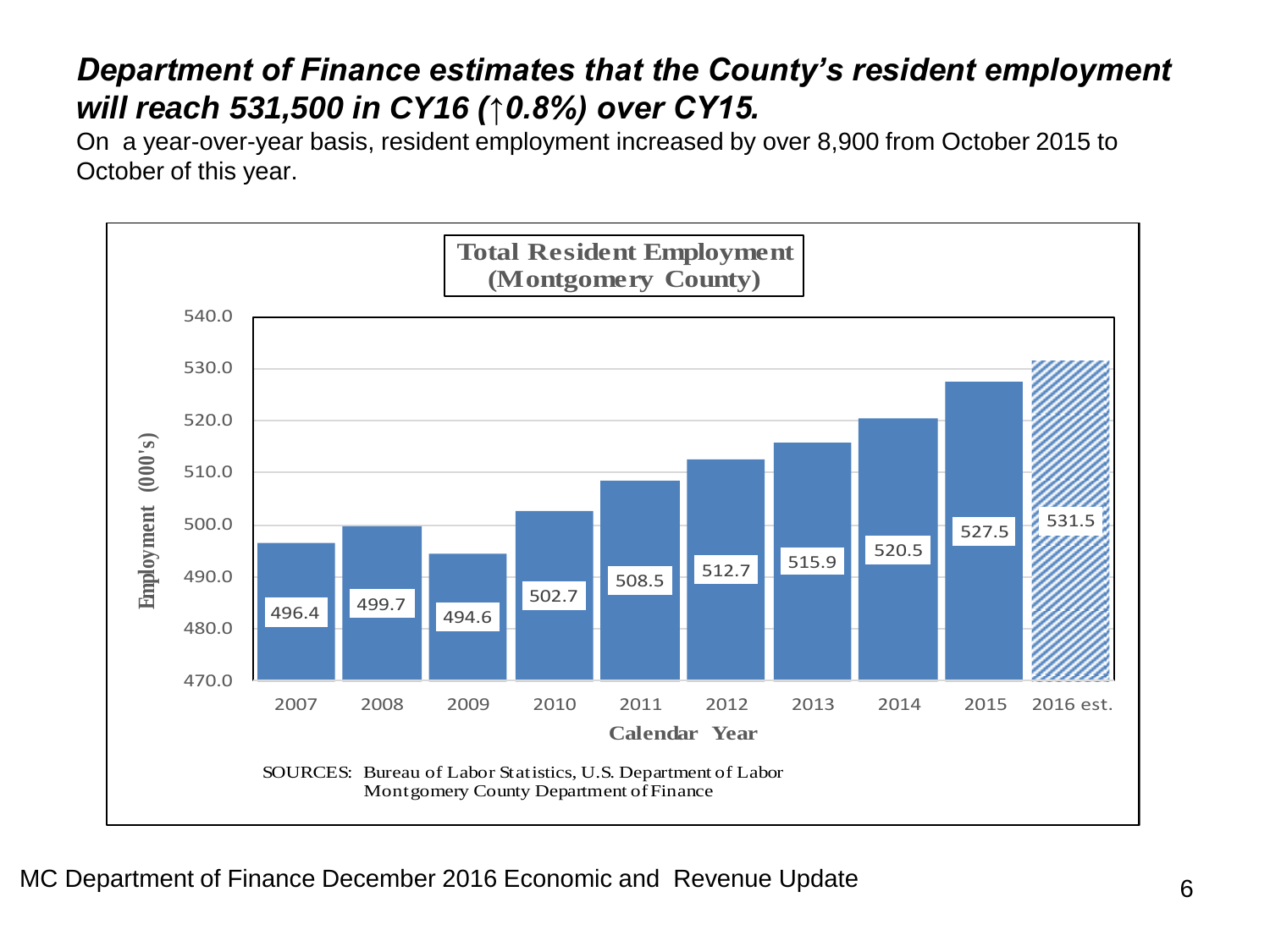## *Department of Finance estimates that the County's resident employment will reach 531,500 in CY16 (↑0.8%) over CY15.*

On a year-over-year basis, resident employment increased by over 8,900 from October 2015 to October of this year.

**Total Resident Employment (Montgomery County)**

| Calendar Year | Employment (000's) |
|---|---|
| 2007 | 496.4 |
| 2008 | 499.7 |
| 2009 | 494.6 |
| 2010 | 502.7 |
| 2011 | 508.5 |
| 2012 | 512.7 |
| 2013 | 515.9 |
| 2014 | 520.5 |
| 2015 | 527.5 |
| 2016 est. | 531.5 |

SOURCES: Bureau of Labor Statistics, U.S. Department of Labor
Montgomery County Department of Finance

MC Department of Finance December 2016 Economic and Revenue Update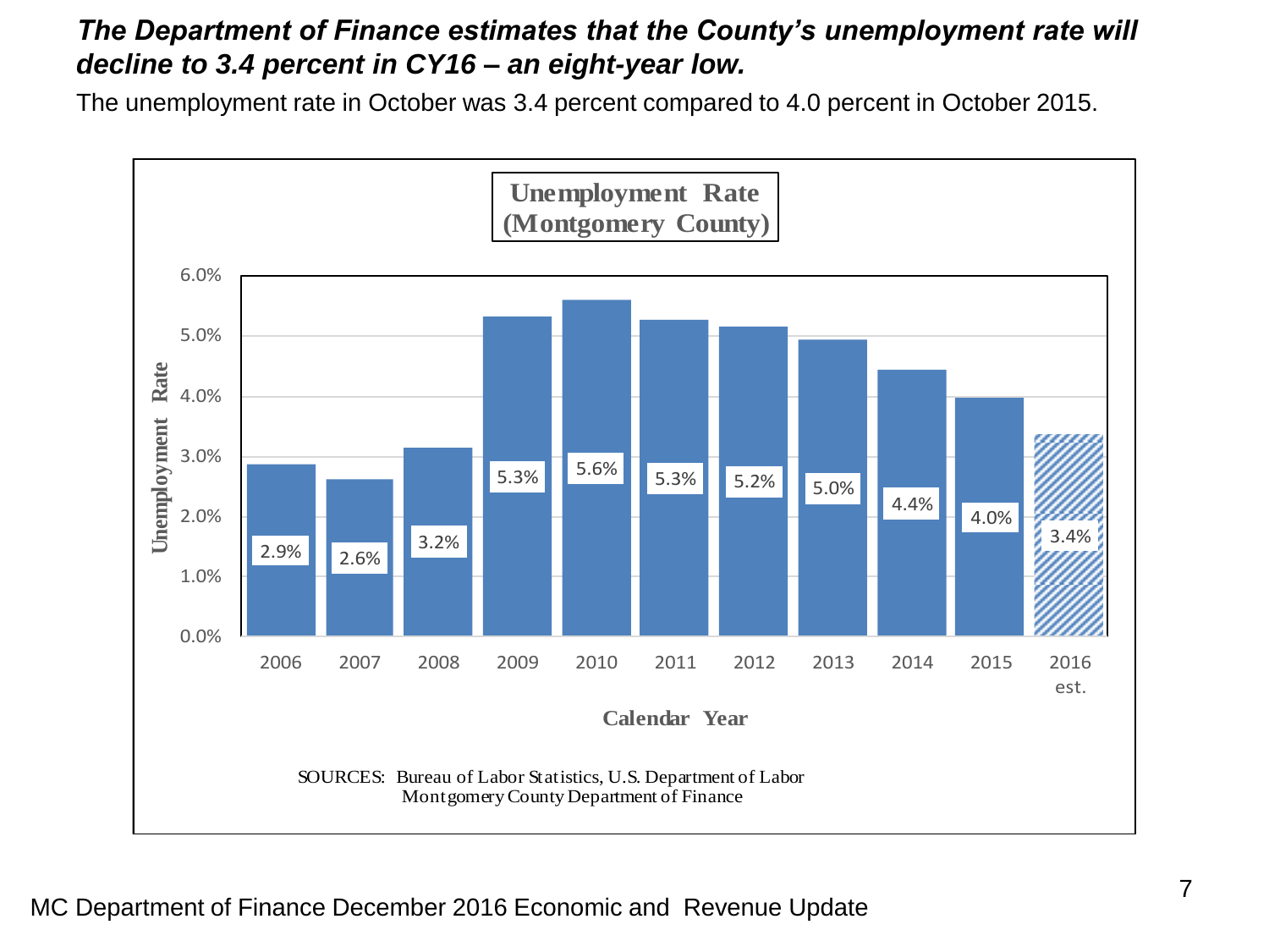***The Department of Finance estimates that the County's unemployment rate will decline to 3.4 percent in CY16 – an eight-year low.***

The unemployment rate in October was 3.4 percent compared to 4.0 percent in October 2015.

**Unemployment Rate (Montgomery County)**

| Calendar Year | Unemployment Rate |
|---|---|
| 2006 | 2.9% |
| 2007 | 2.6% |
| 2008 | 3.2% |
| 2009 | 5.3% |
| 2010 | 5.6% |
| 2011 | 5.3% |
| 2012 | 5.2% |
| 2013 | 5.0% |
| 2014 | 4.4% |
| 2015 | 4.0% |
| 2016 est. | 3.4% |

SOURCES: Bureau of Labor Statistics, U.S. Department of Labor
Montgomery County Department of Finance

MC Department of Finance December 2016 Economic and Revenue Update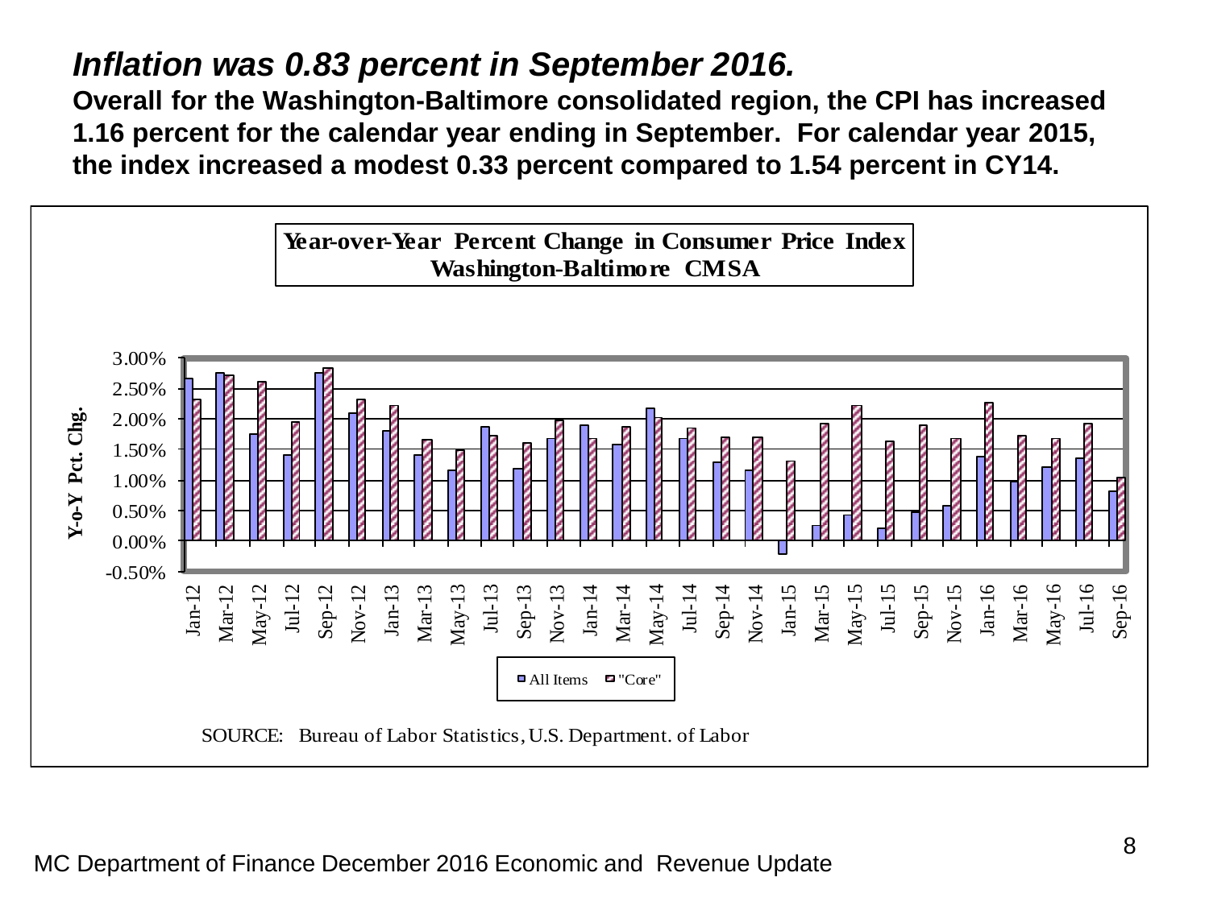## *Inflation was 0.83 percent in September 2016.*

**Overall for the Washington-Baltimore consolidated region, the CPI has increased 1.16 percent for the calendar year ending in September. For calendar year 2015, the index increased a modest 0.33 percent compared to 1.54 percent in CY14.**

**Year-over-Year Percent Change in Consumer Price Index**
**Washington-Baltimore CMSA**

SOURCE: Bureau of Labor Statistics, U.S. Department. of Labor

MC Department of Finance December 2016 Economic and Revenue Update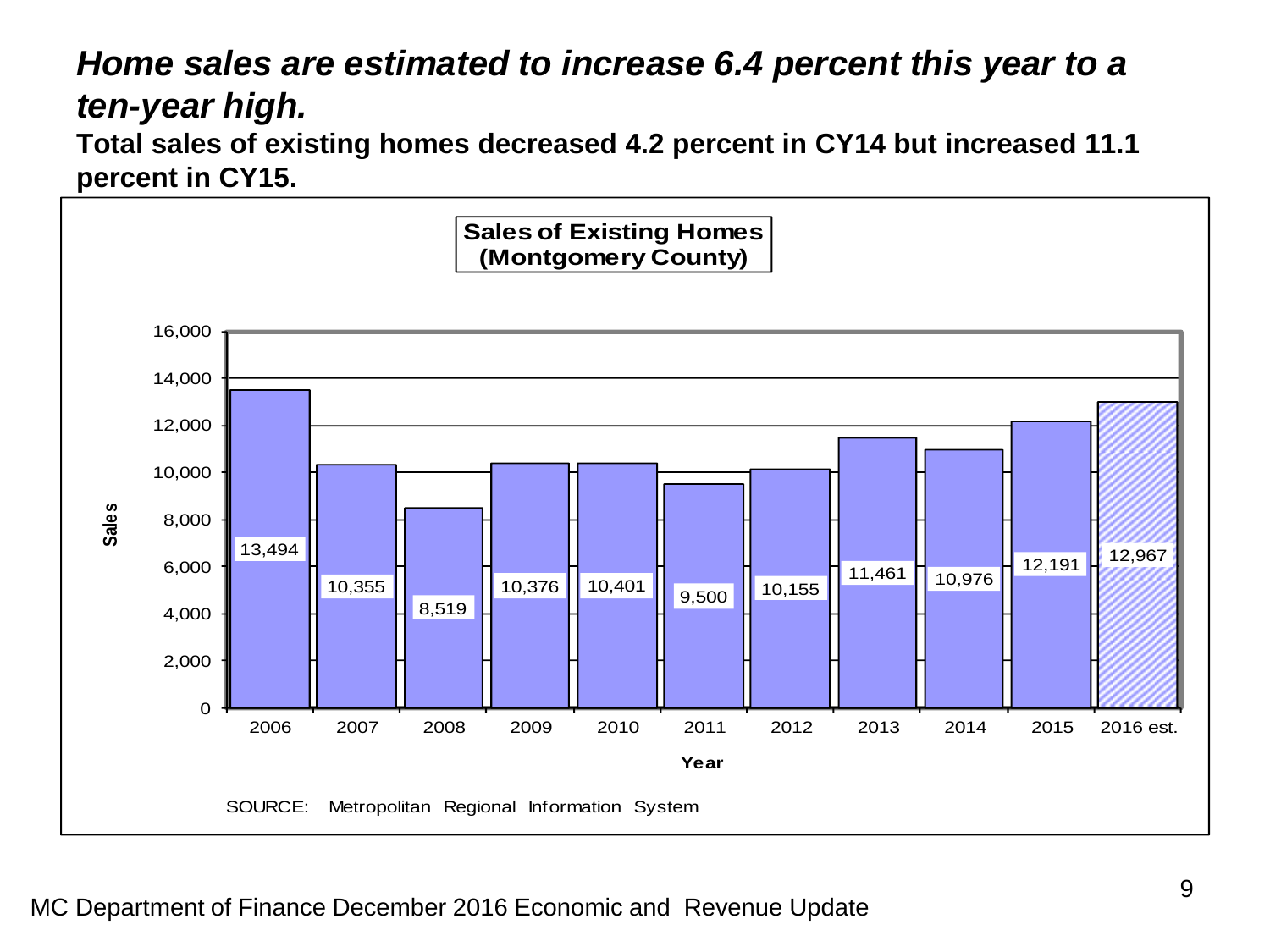# *Home sales are estimated to increase 6.4 percent this year to a ten-year high.*

**Total sales of existing homes decreased 4.2 percent in CY14 but increased 11.1 percent in CY15.**

**Sales of Existing Homes (Montgomery County)**

| Year | Sales |
|---|---|
| 2006 | 13,494 |
| 2007 | 10,355 |
| 2008 | 8,519 |
| 2009 | 10,376 |
| 2010 | 10,401 |
| 2011 | 9,500 |
| 2012 | 10,155 |
| 2013 | 11,461 |
| 2014 | 10,976 |
| 2015 | 12,191 |
| 2016 est. | 12,967 |

SOURCE: Metropolitan Regional Information System

MC Department of Finance December 2016 Economic and Revenue Update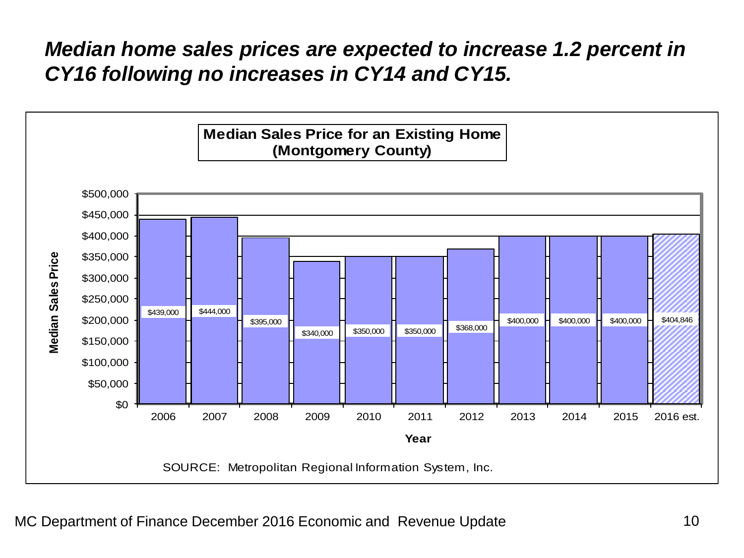## *Median home sales prices are expected to increase 1.2 percent in CY16 following no increases in CY14 and CY15.*

**Median Sales Price for an Existing Home (Montgomery County)**

| Year | Median Sales Price |
|---|---|
| 2006 | $439,000 |
| 2007 | $444,000 |
| 2008 | $395,000 |
| 2009 | $340,000 |
| 2010 | $350,000 |
| 2011 | $350,000 |
| 2012 | $368,000 |
| 2013 | $400,000 |
| 2014 | $400,000 |
| 2015 | $400,000 |
| 2016 est. | $404,846 |

SOURCE: Metropolitan Regional Information System, Inc.

MC Department of Finance December 2016 Economic and Revenue Update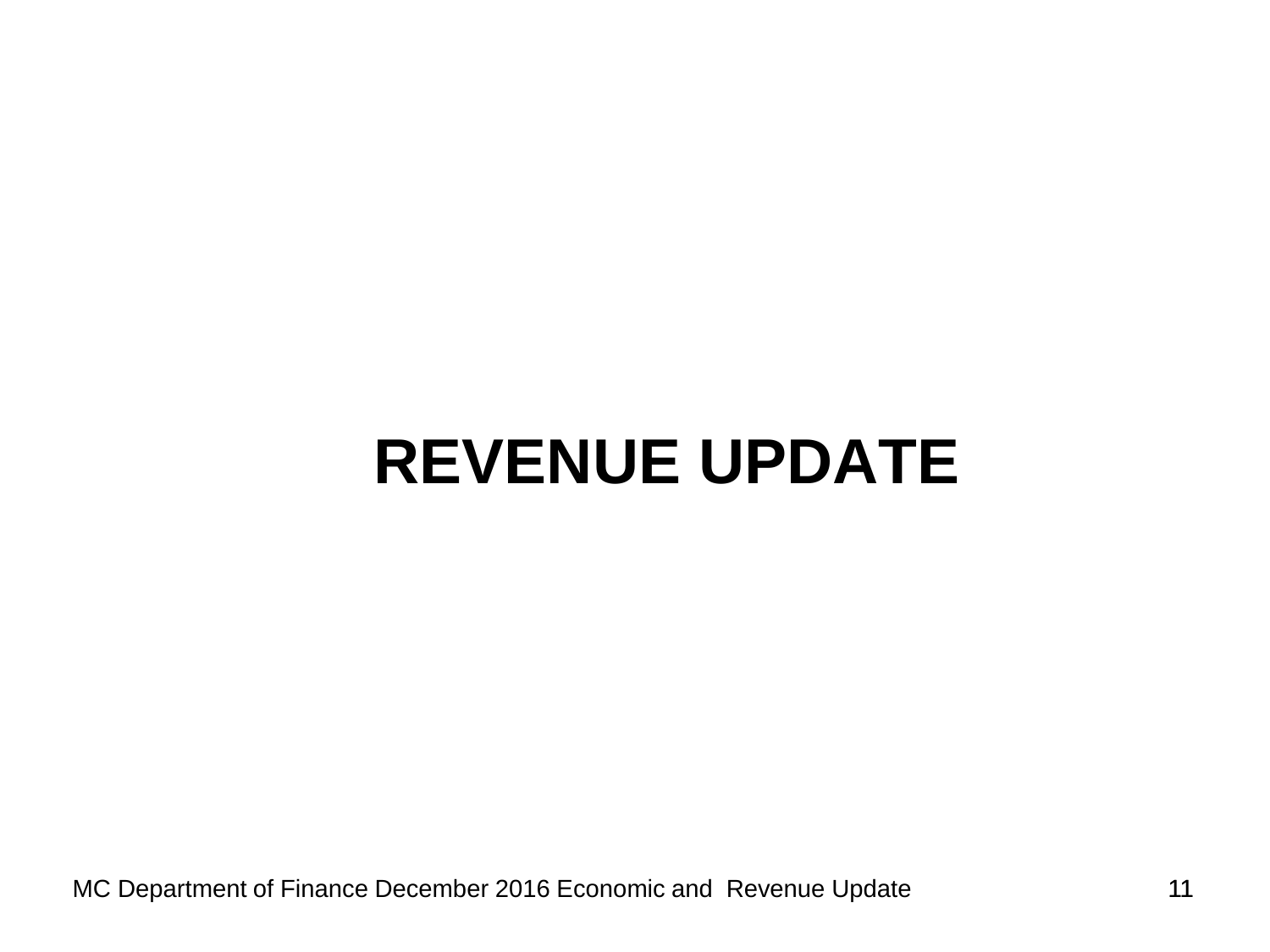# REVENUE UPDATE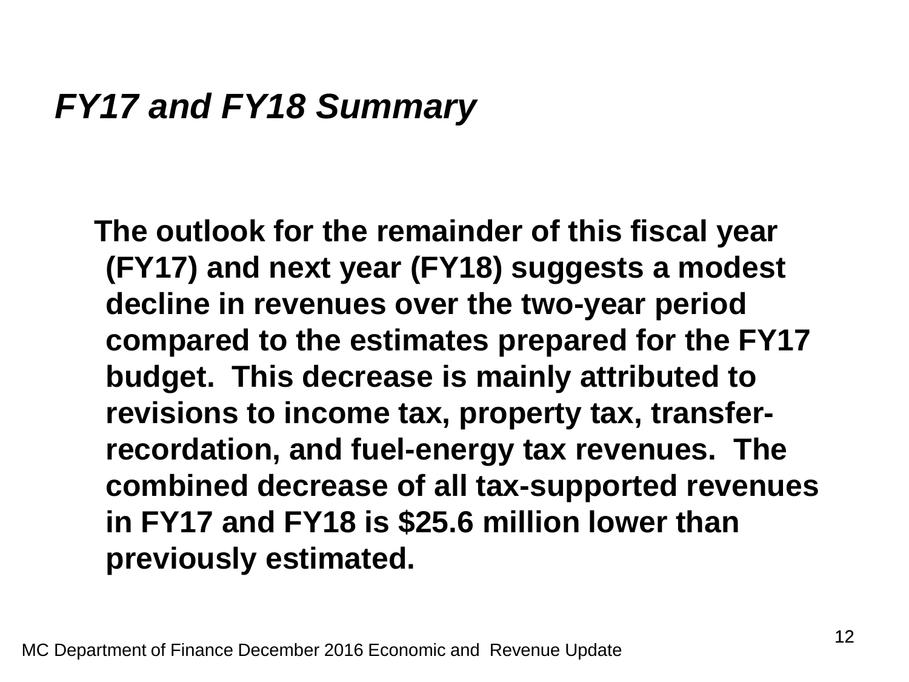## *FY17 and FY18 Summary*

**The outlook for the remainder of this fiscal year (FY17) and next year (FY18) suggests a modest decline in revenues over the two-year period compared to the estimates prepared for the FY17 budget. This decrease is mainly attributed to revisions to income tax, property tax, transfer-recordation, and fuel-energy tax revenues. The combined decrease of all tax-supported revenues in FY17 and FY18 is $25.6 million lower than previously estimated.**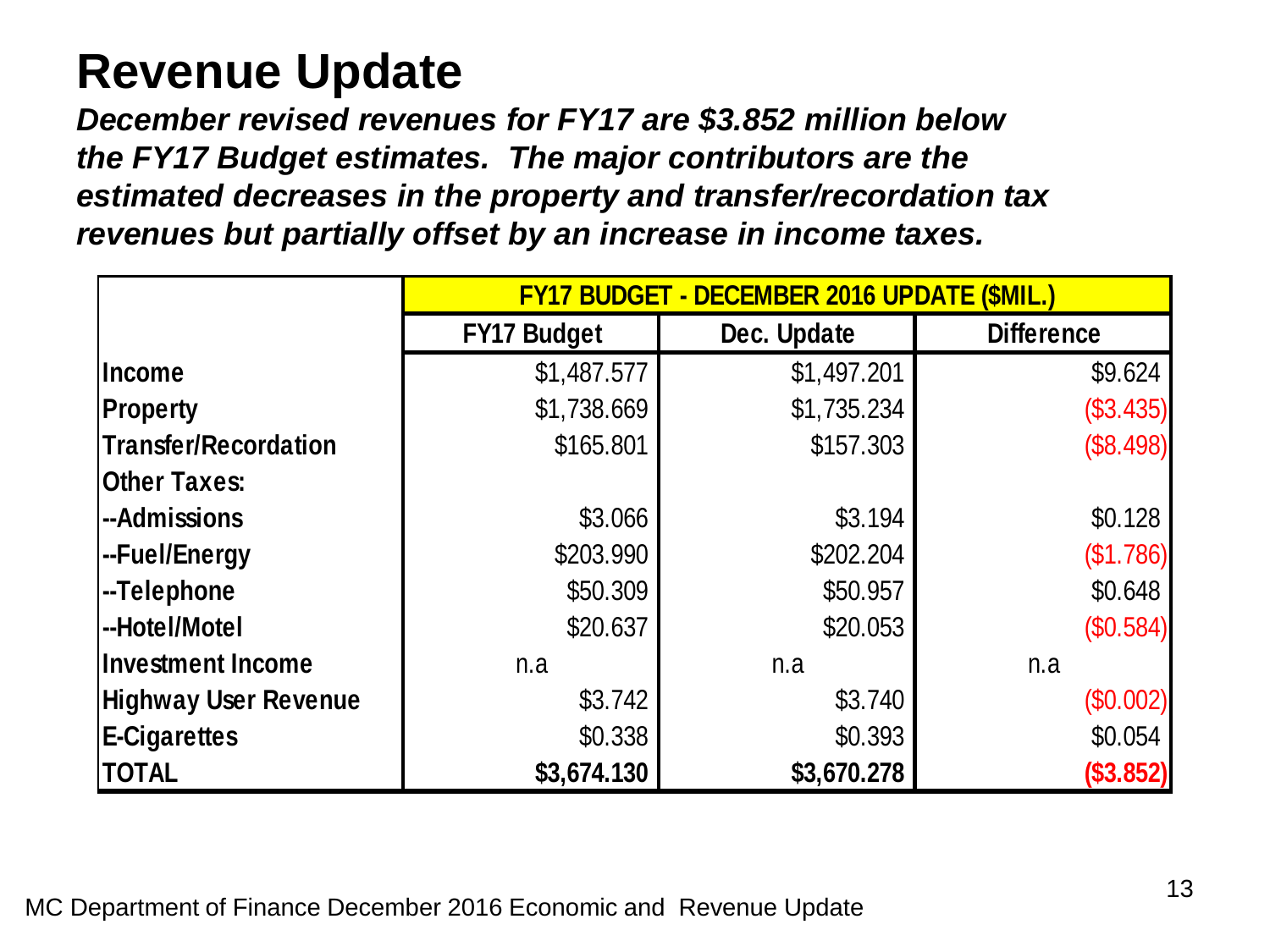# Revenue Update

***December revised revenues for FY17 are \$3.852 million below the FY17 Budget estimates. The major contributors are the estimated decreases in the property and transfer/recordation tax revenues but partially offset by an increase in income taxes.***

| | FY17 BUDGET - DECEMBER 2016 UPDATE (\$MIL.) | | |
|---|---|---|---|
| | **FY17 Budget** | **Dec. Update** | **Difference** |
| **Income** | \$1,487.577 | \$1,497.201 | \$9.624 |
| **Property** | \$1,738.669 | \$1,735.234 | (\$3.435) |
| **Transfer/Recordation** | \$165.801 | \$157.303 | (\$8.498) |
| **Other Taxes:** | | | |
| **--Admissions** | \$3.066 | \$3.194 | \$0.128 |
| **--Fuel/Energy** | \$203.990 | \$202.204 | (\$1.786) |
| **--Telephone** | \$50.309 | \$50.957 | \$0.648 |
| **--Hotel/Motel** | \$20.637 | \$20.053 | (\$0.584) |
| **Investment Income** | n.a | n.a | n.a |
| **Highway User Revenue** | \$3.742 | \$3.740 | (\$0.002) |
| **E-Cigarettes** | \$0.338 | \$0.393 | \$0.054 |
| **TOTAL** | **\$3,674.130** | **\$3,670.278** | **(\$3.852)** |

MC Department of Finance December 2016 Economic and Revenue Update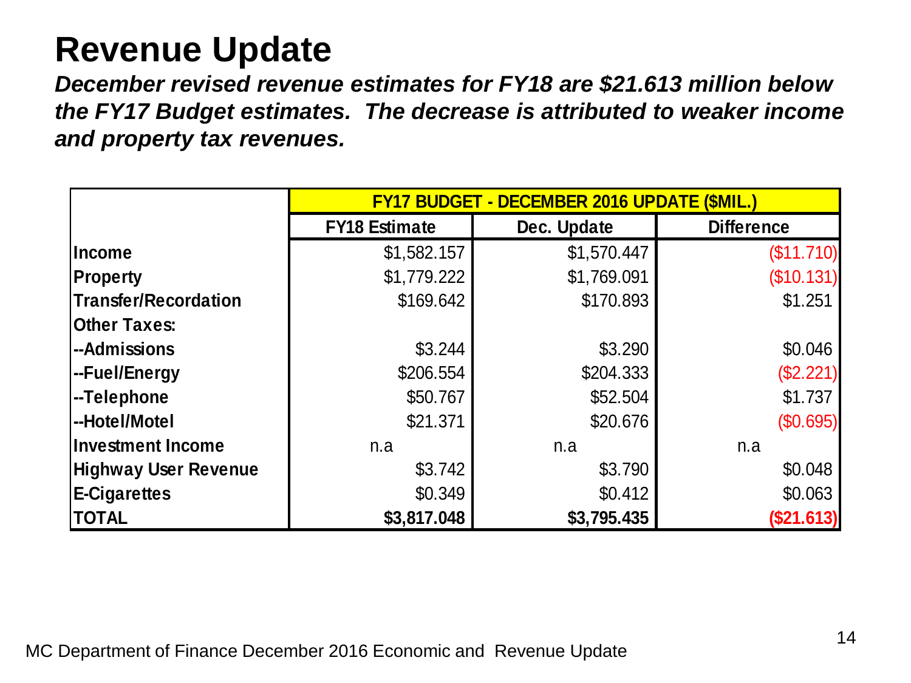# Revenue Update

***December revised revenue estimates for FY18 are $21.613 million below the FY17 Budget estimates. The decrease is attributed to weaker income and property tax revenues.***

| | FY17 BUDGET - DECEMBER 2016 UPDATE ($MIL.) | | |
|---|---|---|---|
| | **FY18 Estimate** | **Dec. Update** | **Difference** |
| **Income** | $1,582.157 | $1,570.447 | ($11.710) |
| **Property** | $1,779.222 | $1,769.091 | ($10.131) |
| **Transfer/Recordation** | $169.642 | $170.893 | $1.251 |
| **Other Taxes:** | | | |
| **--Admissions** | $3.244 | $3.290 | $0.046 |
| **--Fuel/Energy** | $206.554 | $204.333 | ($2.221) |
| **--Telephone** | $50.767 | $52.504 | $1.737 |
| **--Hotel/Motel** | $21.371 | $20.676 | ($0.695) |
| **Investment Income** | n.a | n.a | n.a |
| **Highway User Revenue** | $3.742 | $3.790 | $0.048 |
| **E-Cigarettes** | $0.349 | $0.412 | $0.063 |
| **TOTAL** | **$3,817.048** | **$3,795.435** | **($21.613)** |

MC Department of Finance December 2016 Economic and Revenue Update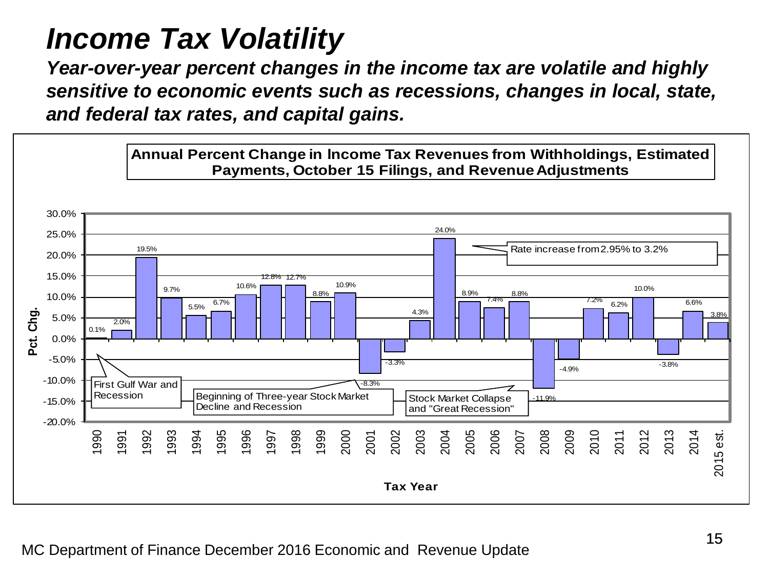# *Income Tax Volatility*

***Year-over-year percent changes in the income tax are volatile and highly sensitive to economic events such as recessions, changes in local, state, and federal tax rates, and capital gains.***

**Annual Percent Change in Income Tax Revenues from Withholdings, Estimated Payments, October 15 Filings, and Revenue Adjustments**

| Tax Year | Pct. Chg. |
|---|---|
| 1990 | 0.1% |
| 1991 | 2.0% |
| 1992 | 19.5% |
| 1993 | 9.7% |
| 1994 | 5.5% |
| 1995 | 6.7% |
| 1996 | 10.6% |
| 1997 | 12.8% |
| 1998 | 12.7% |
| 1999 | 8.8% |
| 2000 | 10.9% |
| 2001 | -8.3% |
| 2002 | -3.3% |
| 2003 | 4.3% |
| 2004 | 24.0% |
| 2005 | 8.9% |
| 2006 | 7.4% |
| 2007 | 8.8% |
| 2008 | -11.9% |
| 2009 | -4.9% |
| 2010 | 7.2% |
| 2011 | 6.2% |
| 2012 | 10.0% |
| 2013 | -3.8% |
| 2014 | 6.6% |
| 2015 est. | 3.8% |

Chart annotations:
- 1990: First Gulf War and Recession
- 2001: Beginning of Three-year Stock Market Decline and Recession
- 2004: Rate increase from 2.95% to 3.2%
- 2008: Stock Market Collapse and "Great Recession"

MC Department of Finance December 2016 Economic and Revenue Update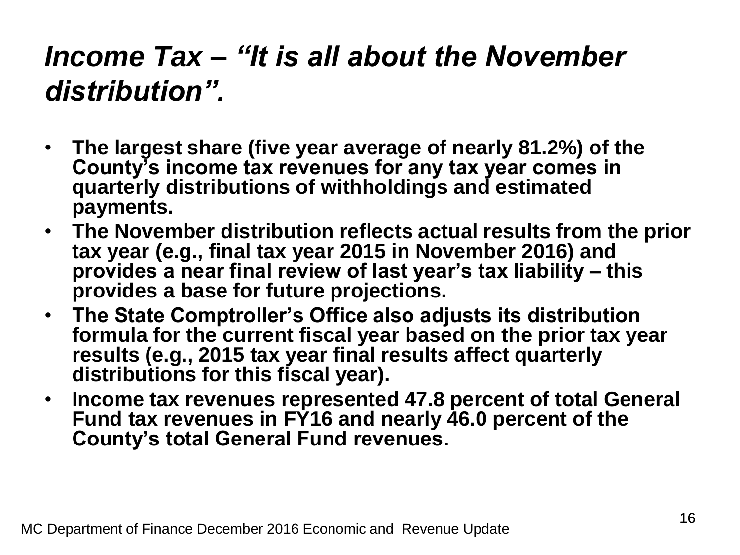# *Income Tax – "It is all about the November distribution".*

- **The largest share (five year average of nearly 81.2%) of the County's income tax revenues for any tax year comes in quarterly distributions of withholdings and estimated payments.**
- **The November distribution reflects actual results from the prior tax year (e.g., final tax year 2015 in November 2016) and provides a near final review of last year's tax liability – this provides a base for future projections.**
- **The State Comptroller's Office also adjusts its distribution formula for the current fiscal year based on the prior tax year results (e.g., 2015 tax year final results affect quarterly distributions for this fiscal year).**
- **Income tax revenues represented 47.8 percent of total General Fund tax revenues in FY16 and nearly 46.0 percent of the County's total General Fund revenues.**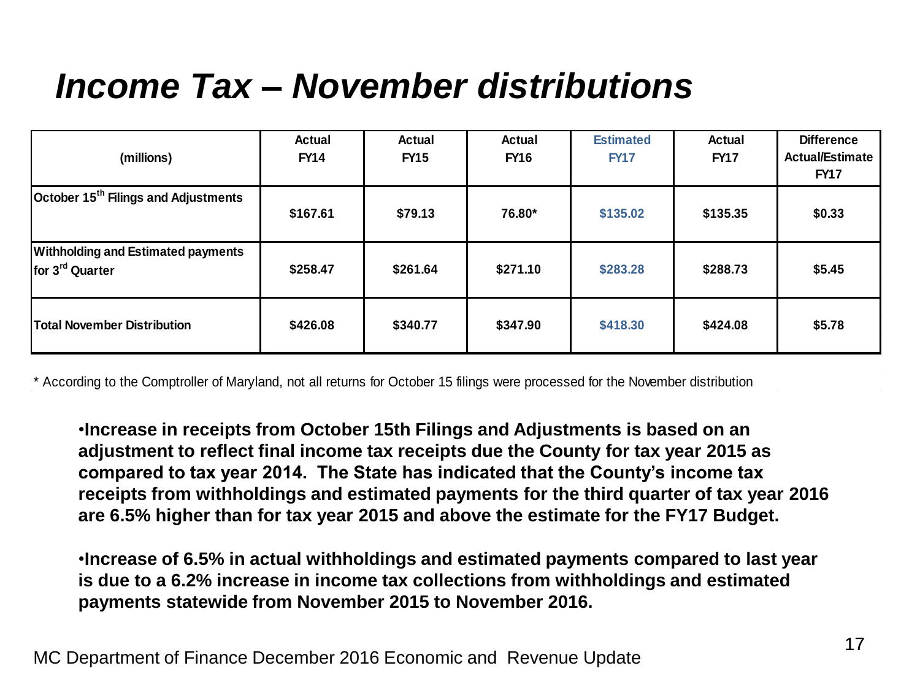# *Income Tax – November distributions*

| (millions) | Actual FY14 | Actual FY15 | Actual FY16 | Estimated FY17 | Actual FY17 | Difference Actual/Estimate FY17 |
|---|---|---|---|---|---|---|
| October 15th Filings and Adjustments | $167.61 | $79.13 | 76.80* | $135.02 | $135.35 | $0.33 |
| Withholding and Estimated payments for 3rd Quarter | $258.47 | $261.64 | $271.10 | $283.28 | $288.73 | $5.45 |
| Total November Distribution | $426.08 | $340.77 | $347.90 | $418.30 | $424.08 | $5.78 |

* According to the Comptroller of Maryland, not all returns for October 15 filings were processed for the November distribution

- **Increase in receipts from October 15th Filings and Adjustments is based on an adjustment to reflect final income tax receipts due the County for tax year 2015 as compared to tax year 2014. The State has indicated that the County's income tax receipts from withholdings and estimated payments for the third quarter of tax year 2016 are 6.5% higher than for tax year 2015 and above the estimate for the FY17 Budget.**

- **Increase of 6.5% in actual withholdings and estimated payments compared to last year is due to a 6.2% increase in income tax collections from withholdings and estimated payments statewide from November 2015 to November 2016.**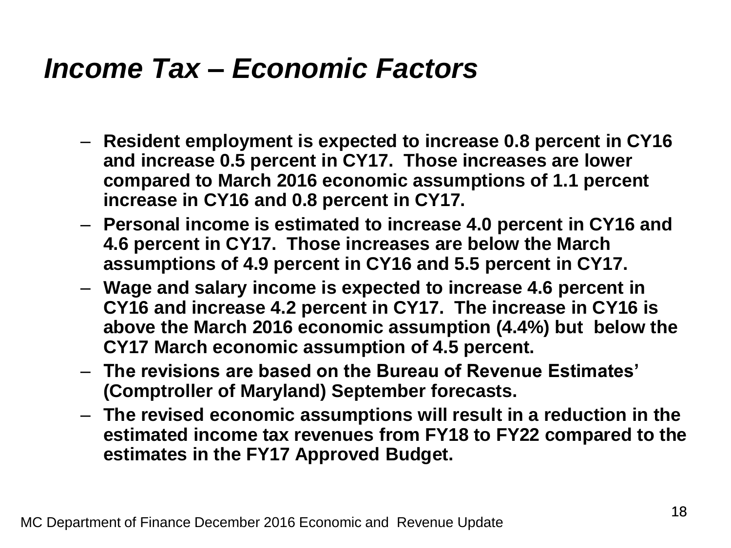# *Income Tax – Economic Factors*

- **Resident employment is expected to increase 0.8 percent in CY16 and increase 0.5 percent in CY17. Those increases are lower compared to March 2016 economic assumptions of 1.1 percent increase in CY16 and 0.8 percent in CY17.**
- **Personal income is estimated to increase 4.0 percent in CY16 and 4.6 percent in CY17. Those increases are below the March assumptions of 4.9 percent in CY16 and 5.5 percent in CY17.**
- **Wage and salary income is expected to increase 4.6 percent in CY16 and increase 4.2 percent in CY17. The increase in CY16 is above the March 2016 economic assumption (4.4%) but below the CY17 March economic assumption of 4.5 percent.**
- **The revisions are based on the Bureau of Revenue Estimates' (Comptroller of Maryland) September forecasts.**
- **The revised economic assumptions will result in a reduction in the estimated income tax revenues from FY18 to FY22 compared to the estimates in the FY17 Approved Budget.**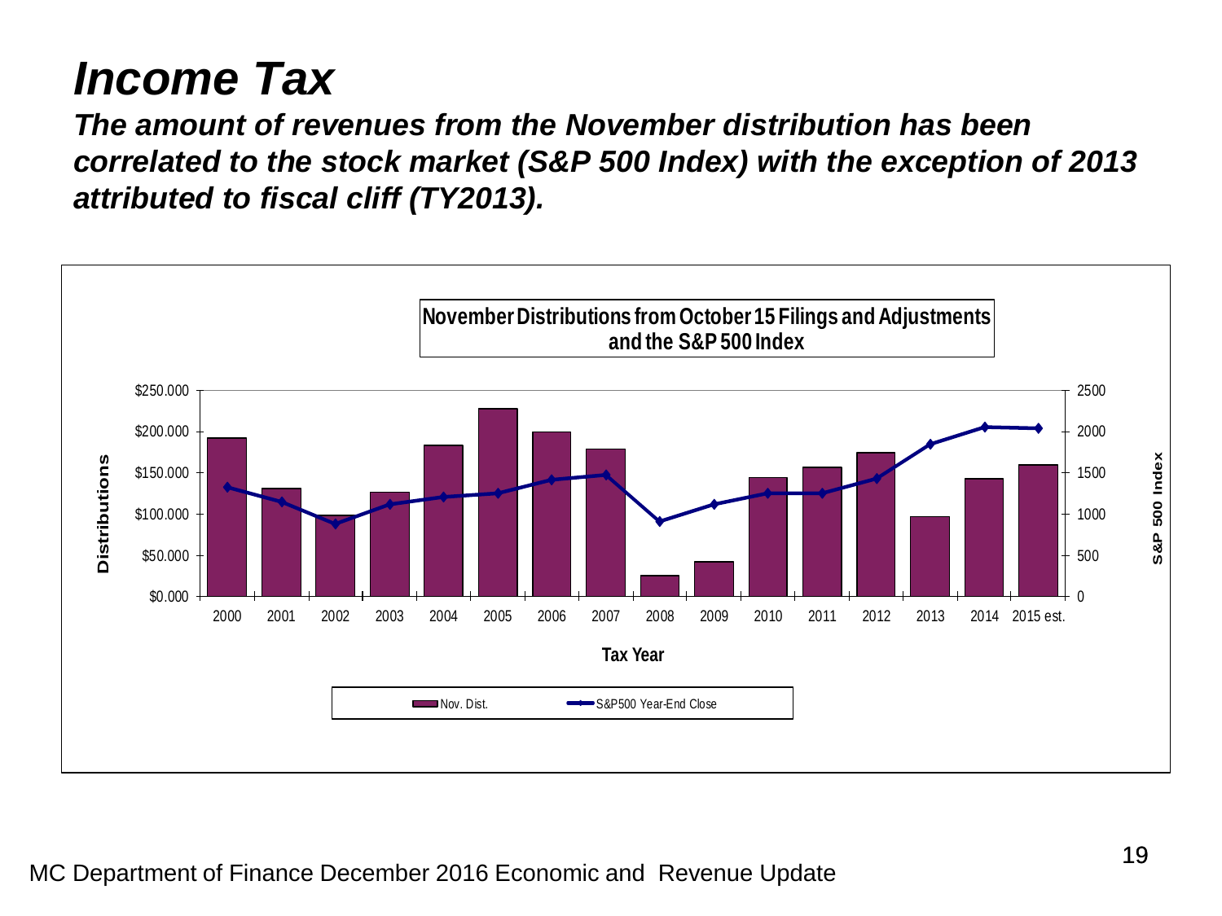# Income Tax

***The amount of revenues from the November distribution has been correlated to the stock market (S&P 500 Index) with the exception of 2013 attributed to fiscal cliff (TY2013).***

**November Distributions from October 15 Filings and Adjustments and the S&P 500 Index**

Distributions: $0.000, $50.000, $100.000, $150.000, $200.000, $250.000

S&P 500 Index: 0, 500, 1000, 1500, 2000, 2500

Tax Year: 2000, 2001, 2002, 2003, 2004, 2005, 2006, 2007, 2008, 2009, 2010, 2011, 2012, 2013, 2014, 2015 est.

Nov. Dist. — S&P500 Year-End Close

MC Department of Finance December 2016 Economic and Revenue Update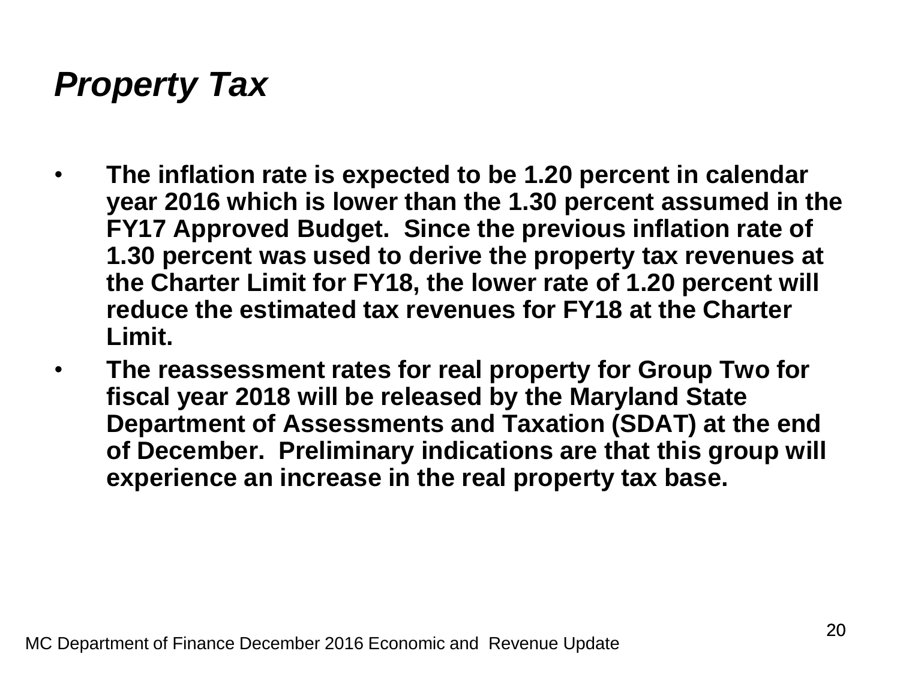# *Property Tax*

- **The inflation rate is expected to be 1.20 percent in calendar year 2016 which is lower than the 1.30 percent assumed in the FY17 Approved Budget. Since the previous inflation rate of 1.30 percent was used to derive the property tax revenues at the Charter Limit for FY18, the lower rate of 1.20 percent will reduce the estimated tax revenues for FY18 at the Charter Limit.**
- **The reassessment rates for real property for Group Two for fiscal year 2018 will be released by the Maryland State Department of Assessments and Taxation (SDAT) at the end of December. Preliminary indications are that this group will experience an increase in the real property tax base.**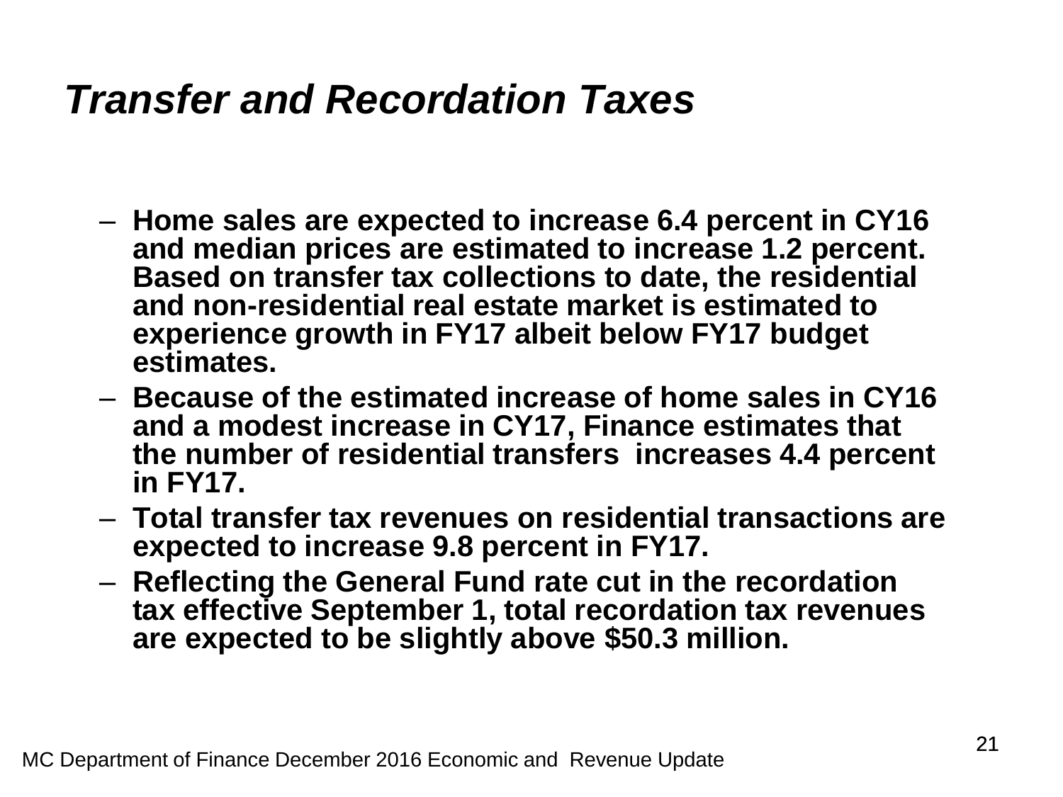## *Transfer and Recordation Taxes*

- **Home sales are expected to increase 6.4 percent in CY16 and median prices are estimated to increase 1.2 percent. Based on transfer tax collections to date, the residential and non-residential real estate market is estimated to experience growth in FY17 albeit below FY17 budget estimates.**
- **Because of the estimated increase of home sales in CY16 and a modest increase in CY17, Finance estimates that the number of residential transfers increases 4.4 percent in FY17.**
- **Total transfer tax revenues on residential transactions are expected to increase 9.8 percent in FY17.**
- **Reflecting the General Fund rate cut in the recordation tax effective September 1, total recordation tax revenues are expected to be slightly above $50.3 million.**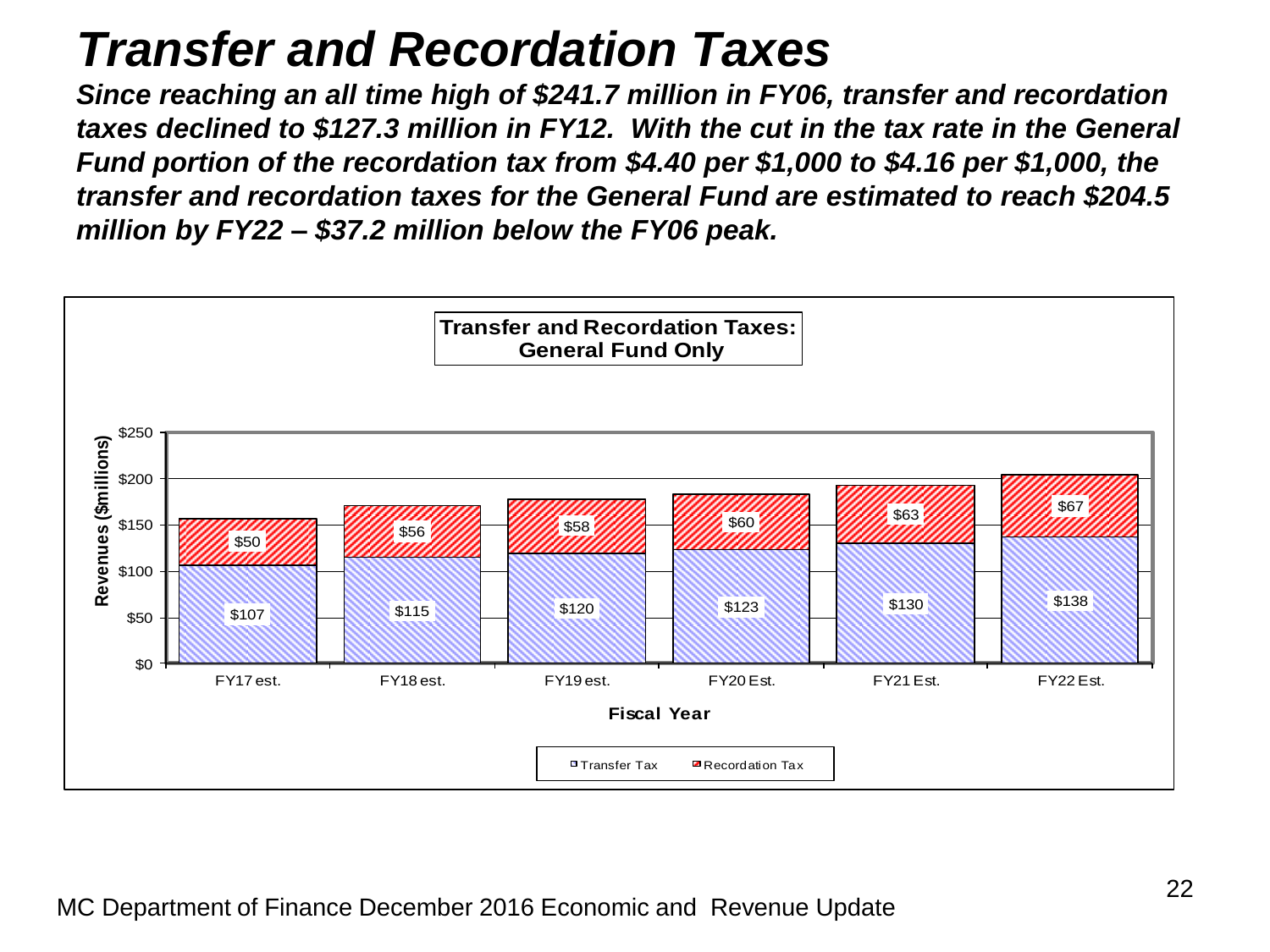# Transfer and Recordation Taxes

***Since reaching an all time high of $241.7 million in FY06, transfer and recordation taxes declined to $127.3 million in FY12. With the cut in the tax rate in the General Fund portion of the recordation tax from $4.40 per $1,000 to $4.16 per $1,000, the transfer and recordation taxes for the General Fund are estimated to reach $204.5 million by FY22 – $37.2 million below the FY06 peak.***

**Transfer and Recordation Taxes: General Fund Only**

Revenues ($millions)

| Fiscal Year | Transfer Tax | Recordation Tax |
|---|---|---|
| FY17 est. | $107 | $50 |
| FY18 est. | $115 | $56 |
| FY19 est. | $120 | $58 |
| FY20 Est. | $123 | $60 |
| FY21 Est. | $130 | $63 |
| FY22 Est. | $138 | $67 |

MC Department of Finance December 2016 Economic and Revenue Update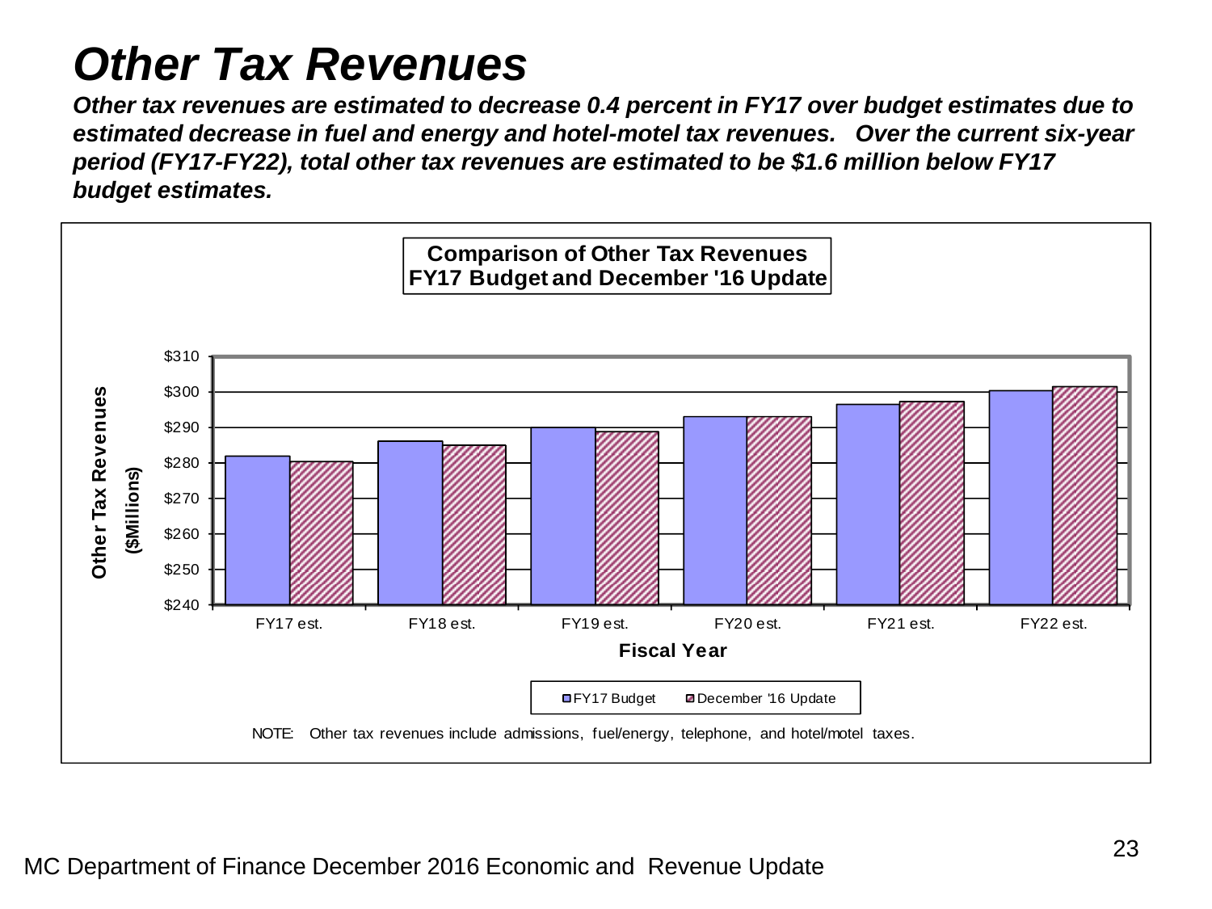# Other Tax Revenues

***Other tax revenues are estimated to decrease 0.4 percent in FY17 over budget estimates due to estimated decrease in fuel and energy and hotel-motel tax revenues. Over the current six-year period (FY17-FY22), total other tax revenues are estimated to be $1.6 million below FY17 budget estimates.***

**Comparison of Other Tax Revenues**
**FY17 Budget and December '16 Update**

NOTE: Other tax revenues include admissions, fuel/energy, telephone, and hotel/motel taxes.

MC Department of Finance December 2016 Economic and Revenue Update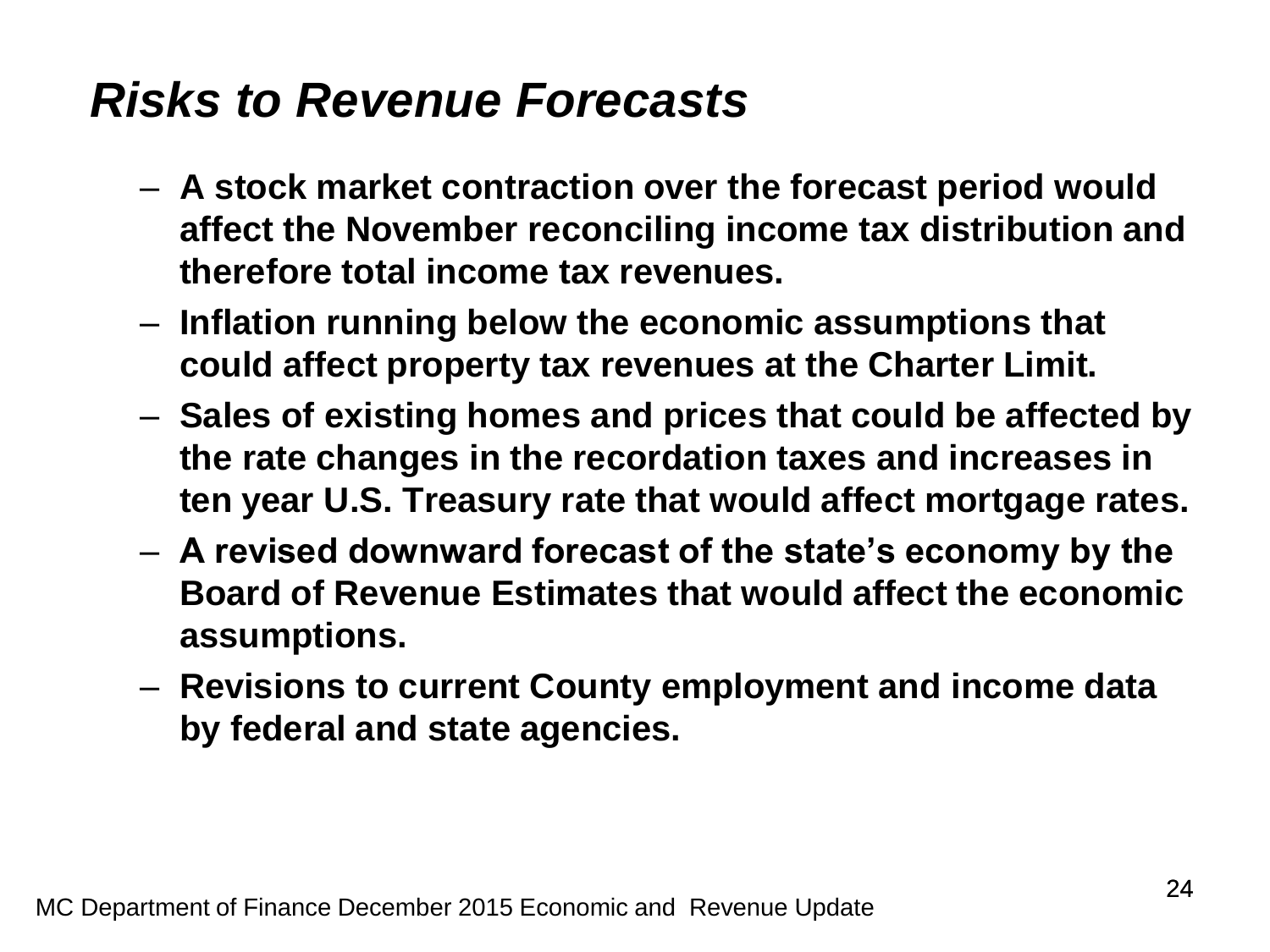# *Risks to Revenue Forecasts*

- **A stock market contraction over the forecast period would affect the November reconciling income tax distribution and therefore total income tax revenues.**
- **Inflation running below the economic assumptions that could affect property tax revenues at the Charter Limit.**
- **Sales of existing homes and prices that could be affected by the rate changes in the recordation taxes and increases in ten year U.S. Treasury rate that would affect mortgage rates.**
- **A revised downward forecast of the state's economy by the Board of Revenue Estimates that would affect the economic assumptions.**
- **Revisions to current County employment and income data by federal and state agencies.**